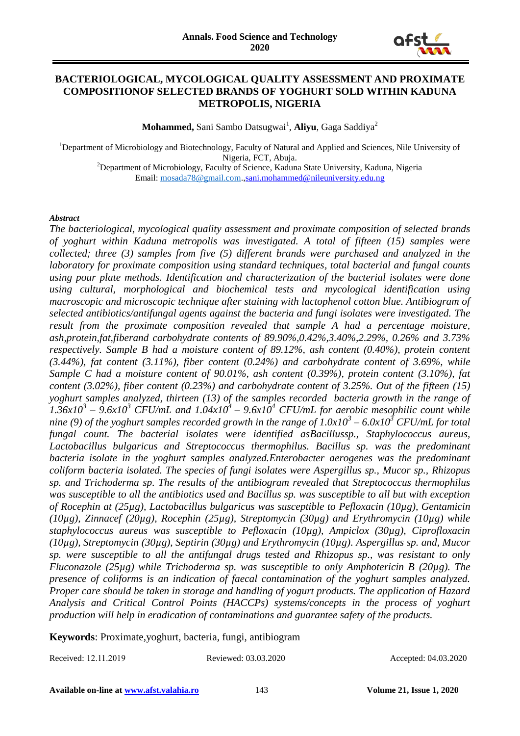# BACTERIOLOGICAL, MYCOLOGICAL QUALITY ASSESSMENT AND PROXIMATE COMPOSITIONOF SELECTED BRANDS OF YOGHURT SOLD WITHIN KADUNA METROPOLIS, NIGERIA

**Mohammed,** Sani Sambo Datsugwai[1], **Aliyu**, Gaga Saddiya[2]

[1]Department of Microbiology and Biotechnology, Faculty of Natural and Applied and Sciences, Nile University of Nigeria, FCT, Abuja.
[2]Department of Microbiology, Faculty of Science, Kaduna State University, Kaduna, Nigeria
Email: mosada78@gmail.com.,sani.mohammed@nileuniversity.edu.ng

***Abstract***

*The bacteriological, mycological quality assessment and proximate composition of selected brands of yoghurt within Kaduna metropolis was investigated. A total of fifteen (15) samples were collected; three (3) samples from five (5) different brands were purchased and analyzed in the laboratory for proximate composition using standard techniques, total bacterial and fungal counts using pour plate methods. Identification and characterization of the bacterial isolates were done using cultural, morphological and biochemical tests and mycological identification using macroscopic and microscopic technique after staining with lactophenol cotton blue. Antibiogram of selected antibiotics/antifungal agents against the bacteria and fungi isolates were investigated. The result from the proximate composition revealed that sample A had a percentage moisture, ash,protein,fat,fiberand carbohydrate contents of 89.90%,0.42%,3.40%,2.29%, 0.26% and 3.73% respectively. Sample B had a moisture content of 89.12%, ash content (0.40%), protein content (3.44%), fat content (3.11%), fiber content (0.24%) and carbohydrate content of 3.69%, while Sample C had a moisture content of 90.01%, ash content (0.39%), protein content (3.10%), fat content (3.02%), fiber content (0.23%) and carbohydrate content of 3.25%. Out of the fifteen (15) yoghurt samples analyzed, thirteen (13) of the samples recorded bacteria growth in the range of $1.36x10^3$ – $9.6x10^3$ CFU/mL and $1.04x10^4$ – $9.6x10^4$ CFU/mL for aerobic mesophilic count while nine (9) of the yoghurt samples recorded growth in the range of $1.0x10^3$ – $6.0x10^3$ CFU/mL for total fungal count. The bacterial isolates were identified asBacillussp., Staphylococcus aureus, Lactobacillus bulgaricus and Streptococcus thermophilus. Bacillus sp. was the predominant bacteria isolate in the yoghurt samples analyzed.Enterobacter aerogenes was the predominant coliform bacteria isolated. The species of fungi isolates were Aspergillus sp., Mucor sp., Rhizopus sp. and Trichoderma sp. The results of the antibiogram revealed that Streptococcus thermophilus was susceptible to all the antibiotics used and Bacillus sp. was susceptible to all but with exception of Rocephin at (25µg), Lactobacillus bulgaricus was susceptible to Pefloxacin (10µg), Gentamicin (10µg), Zinnacef (20µg), Rocephin (25µg), Streptomycin (30µg) and Erythromycin (10µg) while staphylococcus aureus was susceptible to Pefloxacin (10µg), Ampiclox (30µg), Ciprofloxacin (10µg), Streptomycin (30µg), Septirin (30µg) and Erythromycin (10µg). Aspergillus sp. and, Mucor sp. were susceptible to all the antifungal drugs tested and Rhizopus sp., was resistant to only Fluconazole (25µg) while Trichoderma sp. was susceptible to only Amphotericin B (20µg). The presence of coliforms is an indication of faecal contamination of the yoghurt samples analyzed. Proper care should be taken in storage and handling of yogurt products. The application of Hazard Analysis and Critical Control Points (HACCPs) systems/concepts in the process of yoghurt production will help in eradication of contaminations and guarantee safety of the products.*

**Keywords**: Proximate,yoghurt, bacteria, fungi, antibiogram

Received: 12.11.2019 Reviewed: 03.03.2020 Accepted: 04.03.2020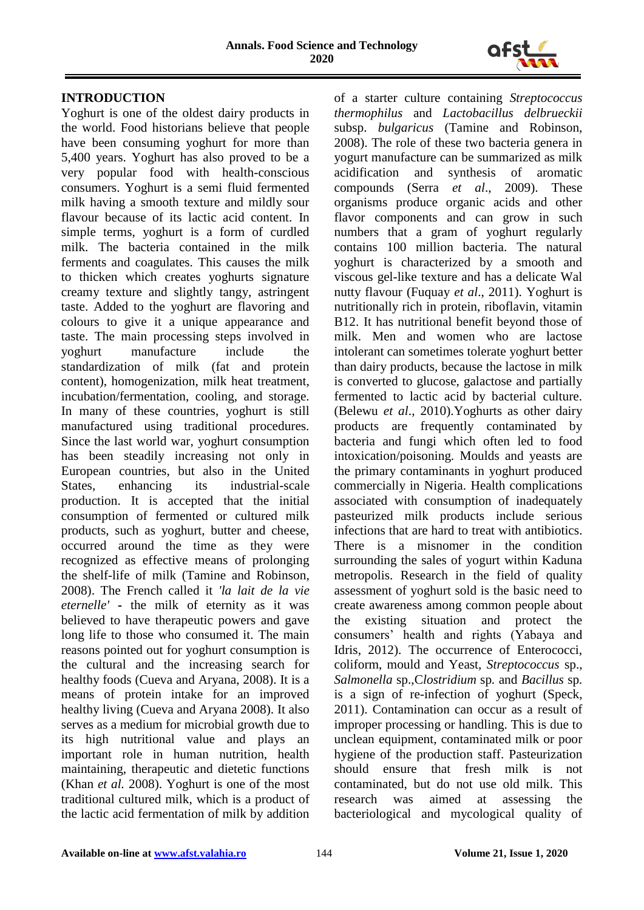## INTRODUCTION

Yoghurt is one of the oldest dairy products in the world. Food historians believe that people have been consuming yoghurt for more than 5,400 years. Yoghurt has also proved to be a very popular food with health-conscious consumers. Yoghurt is a semi fluid fermented milk having a smooth texture and mildly sour flavour because of its lactic acid content. In simple terms, yoghurt is a form of curdled milk. The bacteria contained in the milk ferments and coagulates. This causes the milk to thicken which creates yoghurts signature creamy texture and slightly tangy, astringent taste. Added to the yoghurt are flavoring and colours to give it a unique appearance and taste. The main processing steps involved in yoghurt manufacture include the standardization of milk (fat and protein content), homogenization, milk heat treatment, incubation/fermentation, cooling, and storage. In many of these countries, yoghurt is still manufactured using traditional procedures. Since the last world war, yoghurt consumption has been steadily increasing not only in European countries, but also in the United States, enhancing its industrial-scale production. It is accepted that the initial consumption of fermented or cultured milk products, such as yoghurt, butter and cheese, occurred around the time as they were recognized as effective means of prolonging the shelf-life of milk (Tamine and Robinson, 2008). The French called it *'la lait de la vie eternelle'* - the milk of eternity as it was believed to have therapeutic powers and gave long life to those who consumed it. The main reasons pointed out for yoghurt consumption is the cultural and the increasing search for healthy foods (Cueva and Aryana, 2008). It is a means of protein intake for an improved healthy living (Cueva and Aryana 2008). It also serves as a medium for microbial growth due to its high nutritional value and plays an important role in human nutrition, health maintaining, therapeutic and dietetic functions (Khan *et al.* 2008). Yoghurt is one of the most traditional cultured milk, which is a product of the lactic acid fermentation of milk by addition of a starter culture containing *Streptococcus thermophilus* and *Lactobacillus delbrueckii* subsp. *bulgaricus* (Tamine and Robinson, 2008). The role of these two bacteria genera in yogurt manufacture can be summarized as milk acidification and synthesis of aromatic compounds (Serra *et al*., 2009). These organisms produce organic acids and other flavor components and can grow in such numbers that a gram of yoghurt regularly contains 100 million bacteria. The natural yoghurt is characterized by a smooth and viscous gel-like texture and has a delicate Wal nutty flavour (Fuquay *et al*., 2011). Yoghurt is nutritionally rich in protein, riboflavin, vitamin B12. It has nutritional benefit beyond those of milk. Men and women who are lactose intolerant can sometimes tolerate yoghurt better than dairy products, because the lactose in milk is converted to glucose, galactose and partially fermented to lactic acid by bacterial culture. (Belewu *et al*., 2010).Yoghurts as other dairy products are frequently contaminated by bacteria and fungi which often led to food intoxication/poisoning. Moulds and yeasts are the primary contaminants in yoghurt produced commercially in Nigeria. Health complications associated with consumption of inadequately pasteurized milk products include serious infections that are hard to treat with antibiotics. There is a misnomer in the condition surrounding the sales of yogurt within Kaduna metropolis. Research in the field of quality assessment of yoghurt sold is the basic need to create awareness among common people about the existing situation and protect the consumers' health and rights (Yabaya and Idris, 2012). The occurrence of Enterococci, coliform, mould and Yeast, *Streptococcus* sp., *Salmonella* sp.,C*lostridium* sp. and *Bacillus* sp. is a sign of re-infection of yoghurt (Speck, 2011). Contamination can occur as a result of improper processing or handling. This is due to unclean equipment, contaminated milk or poor hygiene of the production staff. Pasteurization should ensure that fresh milk is not contaminated, but do not use old milk. This research was aimed at assessing the bacteriological and mycological quality of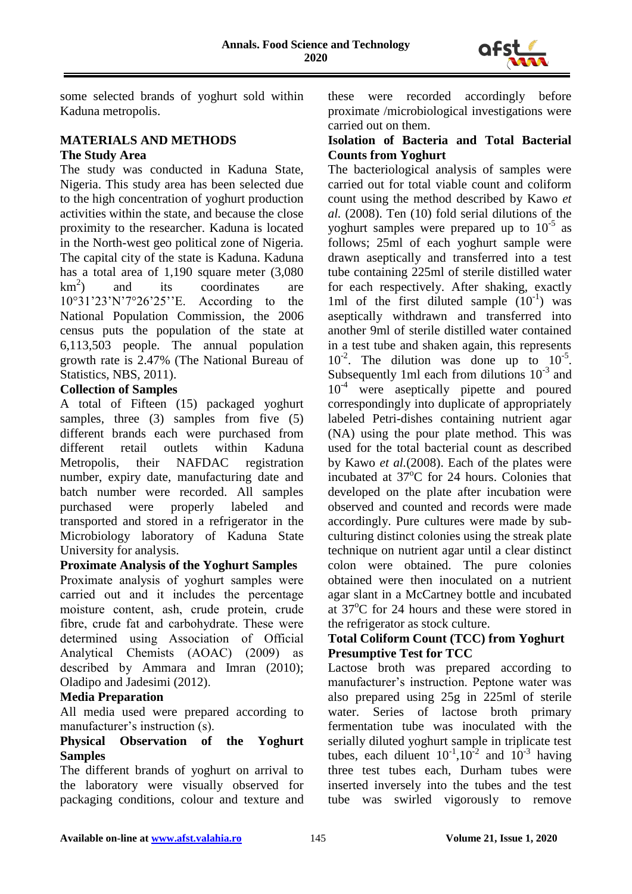some selected brands of yoghurt sold within Kaduna metropolis.

## MATERIALS AND METHODS

### The Study Area

The study was conducted in Kaduna State, Nigeria. This study area has been selected due to the high concentration of yoghurt production activities within the state, and because the close proximity to the researcher. Kaduna is located in the North-west geo political zone of Nigeria. The capital city of the state is Kaduna. Kaduna has a total area of 1,190 square meter (3,080 $km^2$) and its coordinates are 10°31'23'N'7°26'25''E. According to the National Population Commission, the 2006 census puts the population of the state at 6,113,503 people. The annual population growth rate is 2.47% (The National Bureau of Statistics, NBS, 2011).

### Collection of Samples

A total of Fifteen (15) packaged yoghurt samples, three (3) samples from five (5) different brands each were purchased from different retail outlets within Kaduna Metropolis, their NAFDAC registration number, expiry date, manufacturing date and batch number were recorded. All samples purchased were properly labeled and transported and stored in a refrigerator in the Microbiology laboratory of Kaduna State University for analysis.

### Proximate Analysis of the Yoghurt Samples

Proximate analysis of yoghurt samples were carried out and it includes the percentage moisture content, ash, crude protein, crude fibre, crude fat and carbohydrate. These were determined using Association of Official Analytical Chemists (AOAC) (2009) as described by Ammara and Imran (2010); Oladipo and Jadesimi (2012).

### Media Preparation

All media used were prepared according to manufacturer's instruction (s).

### Physical Observation of the Yoghurt Samples

The different brands of yoghurt on arrival to the laboratory were visually observed for packaging conditions, colour and texture and these were recorded accordingly before proximate /microbiological investigations were carried out on them.

### Isolation of Bacteria and Total Bacterial Counts from Yoghurt

The bacteriological analysis of samples were carried out for total viable count and coliform count using the method described by Kawo *et al.* (2008). Ten (10) fold serial dilutions of the yoghurt samples were prepared up to $10^{-5}$ as follows; 25ml of each yoghurt sample were drawn aseptically and transferred into a test tube containing 225ml of sterile distilled water for each respectively. After shaking, exactly 1ml of the first diluted sample ($10^{-1}$) was aseptically withdrawn and transferred into another 9ml of sterile distilled water contained in a test tube and shaken again, this represents $10^{-2}$. The dilution was done up to $10^{-5}$. Subsequently 1ml each from dilutions $10^{-3}$ and $10^{-4}$ were aseptically pipette and poured correspondingly into duplicate of appropriately labeled Petri-dishes containing nutrient agar (NA) using the pour plate method. This was used for the total bacterial count as described by Kawo *et al.*(2008). Each of the plates were incubated at 37°C for 24 hours. Colonies that developed on the plate after incubation were observed and counted and records were made accordingly. Pure cultures were made by sub-culturing distinct colonies using the streak plate technique on nutrient agar until a clear distinct colon were obtained. The pure colonies obtained were then inoculated on a nutrient agar slant in a McCartney bottle and incubated at 37°C for 24 hours and these were stored in the refrigerator as stock culture.

### Total Coliform Count (TCC) from Yoghurt

### Presumptive Test for TCC

Lactose broth was prepared according to manufacturer's instruction. Peptone water was also prepared using 25g in 225ml of sterile water. Series of lactose broth primary fermentation tube was inoculated with the serially diluted yoghurt sample in triplicate test tubes, each diluent $10^{-1}$,$10^{-2}$ and $10^{-3}$ having three test tubes each, Durham tubes were inserted inversely into the tubes and the test tube was swirled vigorously to remove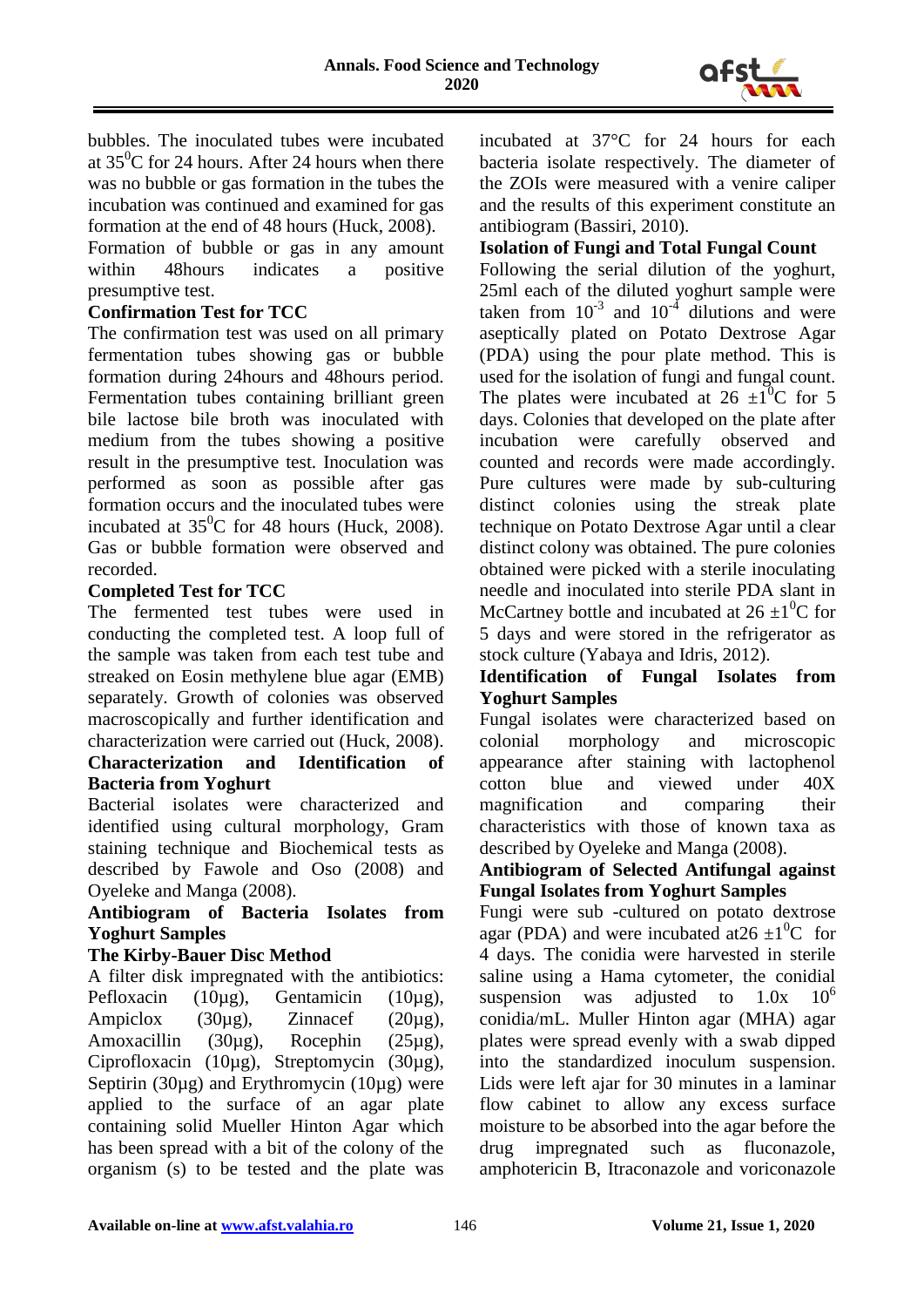bubbles. The inoculated tubes were incubated at $35^0$C for 24 hours. After 24 hours when there was no bubble or gas formation in the tubes the incubation was continued and examined for gas formation at the end of 48 hours (Huck, 2008).

Formation of bubble or gas in any amount within 48hours indicates a positive presumptive test.

**Confirmation Test for TCC**

The confirmation test was used on all primary fermentation tubes showing gas or bubble formation during 24hours and 48hours period. Fermentation tubes containing brilliant green bile lactose bile broth was inoculated with medium from the tubes showing a positive result in the presumptive test. Inoculation was performed as soon as possible after gas formation occurs and the inoculated tubes were incubated at $35^0$C for 48 hours (Huck, 2008). Gas or bubble formation were observed and recorded.

**Completed Test for TCC**

The fermented test tubes were used in conducting the completed test. A loop full of the sample was taken from each test tube and streaked on Eosin methylene blue agar (EMB) separately. Growth of colonies was observed macroscopically and further identification and characterization were carried out (Huck, 2008).

**Characterization and Identification of Bacteria from Yoghurt**

Bacterial isolates were characterized and identified using cultural morphology, Gram staining technique and Biochemical tests as described by Fawole and Oso (2008) and Oyeleke and Manga (2008).

**Antibiogram of Bacteria Isolates from Yoghurt Samples**

**The Kirby-Bauer Disc Method**

A filter disk impregnated with the antibiotics: Pefloxacin (10µg), Gentamicin (10µg), Ampiclox (30µg), Zinnacef (20µg), Amoxacillin (30µg), Rocephin (25µg), Ciprofloxacin (10µg), Streptomycin (30µg), Septirin (30µg) and Erythromycin (10µg) were applied to the surface of an agar plate containing solid Mueller Hinton Agar which has been spread with a bit of the colony of the organism (s) to be tested and the plate was incubated at 37°C for 24 hours for each bacteria isolate respectively. The diameter of the ZOIs were measured with a venire caliper and the results of this experiment constitute an antibiogram (Bassiri, 2010).

**Isolation of Fungi and Total Fungal Count**

Following the serial dilution of the yoghurt, 25ml each of the diluted yoghurt sample were taken from $10^{-3}$ and $10^{-4}$ dilutions and were aseptically plated on Potato Dextrose Agar (PDA) using the pour plate method. This is used for the isolation of fungi and fungal count. The plates were incubated at $26 \pm 1^0$C for 5 days. Colonies that developed on the plate after incubation were carefully observed and counted and records were made accordingly. Pure cultures were made by sub-culturing distinct colonies using the streak plate technique on Potato Dextrose Agar until a clear distinct colony was obtained. The pure colonies obtained were picked with a sterile inoculating needle and inoculated into sterile PDA slant in McCartney bottle and incubated at $26 \pm 1^0$C for 5 days and were stored in the refrigerator as stock culture (Yabaya and Idris, 2012).

**Identification of Fungal Isolates from Yoghurt Samples**

Fungal isolates were characterized based on colonial morphology and microscopic appearance after staining with lactophenol cotton blue and viewed under 40X magnification and comparing their characteristics with those of known taxa as described by Oyeleke and Manga (2008).

**Antibiogram of Selected Antifungal against Fungal Isolates from Yoghurt Samples**

Fungi were sub -cultured on potato dextrose agar (PDA) and were incubated at$26 \pm 1^0$C for 4 days. The conidia were harvested in sterile saline using a Hama cytometer, the conidial suspension was adjusted to $1.0 \text{x} \ 10^6$ conidia/mL. Muller Hinton agar (MHA) agar plates were spread evenly with a swab dipped into the standardized inoculum suspension. Lids were left ajar for 30 minutes in a laminar flow cabinet to allow any excess surface moisture to be absorbed into the agar before the drug impregnated such as fluconazole, amphotericin B, Itraconazole and voriconazole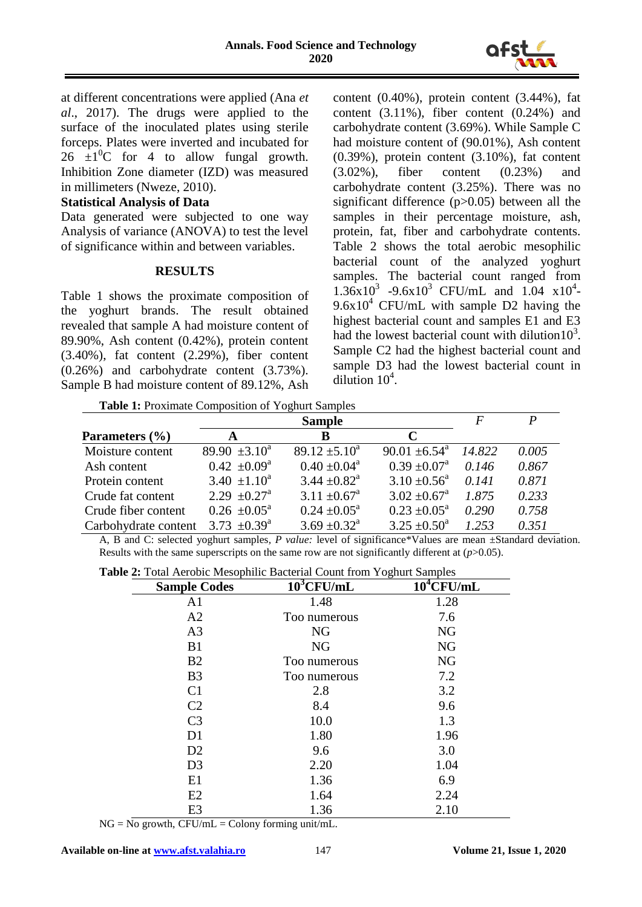at different concentrations were applied (Ana *et al*., 2017). The drugs were applied to the surface of the inoculated plates using sterile forceps. Plates were inverted and incubated for 26 $\pm 1^0$C for 4 to allow fungal growth. Inhibition Zone diameter (IZD) was measured in millimeters (Nweze, 2010).

**Statistical Analysis of Data**

Data generated were subjected to one way Analysis of variance (ANOVA) to test the level of significance within and between variables.

## RESULTS

Table 1 shows the proximate composition of the yoghurt brands. The result obtained revealed that sample A had moisture content of 89.90%, Ash content (0.42%), protein content (3.40%), fat content (2.29%), fiber content (0.26%) and carbohydrate content (3.73%). Sample B had moisture content of 89.12%, Ash content (0.40%), protein content (3.44%), fat content (3.11%), fiber content (0.24%) and carbohydrate content (3.69%). While Sample C had moisture content of (90.01%), Ash content (0.39%), protein content (3.10%), fat content (3.02%), fiber content (0.23%) and carbohydrate content (3.25%). There was no significant difference ($p>0.05$) between all the samples in their percentage moisture, ash, protein, fat, fiber and carbohydrate contents. Table 2 shows the total aerobic mesophilic bacterial count of the analyzed yoghurt samples. The bacterial count ranged from $1.36x10^3$ -$9.6x10^3$ CFU/mL and $1.04$ $x10^4$-$9.6x10^4$ CFU/mL with sample D2 having the highest bacterial count and samples E1 and E3 had the lowest bacterial count with dilution$10^3$. Sample C2 had the highest bacterial count and sample D3 had the lowest bacterial count in dilution $10^4$.

**Table 1:** Proximate Composition of Yoghurt Samples

| | Sample | | | *F* | *P* |
|---|---|---|---|---|---|
| **Parameters (%)** | **A** | **B** | **C** | | |
| Moisture content | $89.90 \pm 3.10^a$ | $89.12 \pm 5.10^a$ | $90.01 \pm 6.54^a$ | *14.822* | *0.005* |
| Ash content | $0.42 \pm 0.09^a$ | $0.40 \pm 0.04^a$ | $0.39 \pm 0.07^a$ | *0.146* | *0.867* |
| Protein content | $3.40 \pm 1.10^a$ | $3.44 \pm 0.82^a$ | $3.10 \pm 0.56^a$ | *0.141* | *0.871* |
| Crude fat content | $2.29 \pm 0.27^a$ | $3.11 \pm 0.67^a$ | $3.02 \pm 0.67^a$ | *1.875* | *0.233* |
| Crude fiber content | $0.26 \pm 0.05^a$ | $0.24 \pm 0.05^a$ | $0.23 \pm 0.05^a$ | *0.290* | *0.758* |
| Carbohydrate content | $3.73 \pm 0.39^a$ | $3.69 \pm 0.32^a$ | $3.25 \pm 0.50^a$ | *1.253* | *0.351* |

A, B and C: selected yoghurt samples, *P value:* level of significance*Values are mean ±Standard deviation. Results with the same superscripts on the same row are not significantly different at ($p>0.05$).

**Table 2:** Total Aerobic Mesophilic Bacterial Count from Yoghurt Samples

| Sample Codes | $10^3$CFU/mL | $10^4$CFU/mL |
|---|---|---|
| A1 | 1.48 | 1.28 |
| A2 | Too numerous | 7.6 |
| A3 | NG | NG |
| B1 | NG | NG |
| B2 | Too numerous | NG |
| B3 | Too numerous | 7.2 |
| C1 | 2.8 | 3.2 |
| C2 | 8.4 | 9.6 |
| C3 | 10.0 | 1.3 |
| D1 | 1.80 | 1.96 |
| D2 | 9.6 | 3.0 |
| D3 | 2.20 | 1.04 |
| E1 | 1.36 | 6.9 |
| E2 | 1.64 | 2.24 |
| E3 | 1.36 | 2.10 |

NG = No growth, CFU/mL = Colony forming unit/mL.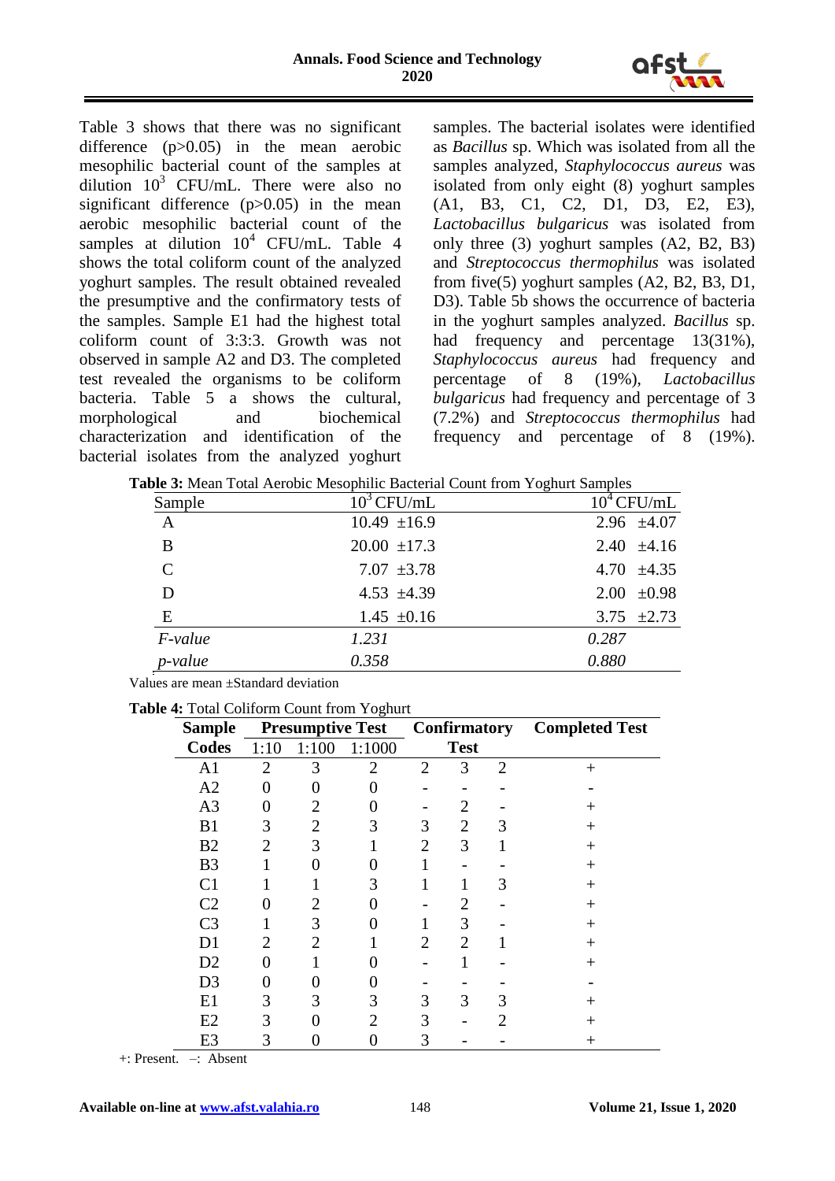Table 3 shows that there was no significant difference ($p>0.05$) in the mean aerobic mesophilic bacterial count of the samples at dilution $10^3$ CFU/mL. There were also no significant difference ($p>0.05$) in the mean aerobic mesophilic bacterial count of the samples at dilution $10^4$ CFU/mL. Table 4 shows the total coliform count of the analyzed yoghurt samples. The result obtained revealed the presumptive and the confirmatory tests of the samples. Sample E1 had the highest total coliform count of 3:3:3. Growth was not observed in sample A2 and D3. The completed test revealed the organisms to be coliform bacteria. Table 5 a shows the cultural, morphological and biochemical characterization and identification of the bacterial isolates from the analyzed yoghurt samples. The bacterial isolates were identified as *Bacillus* sp. Which was isolated from all the samples analyzed, *Staphylococcus aureus* was isolated from only eight (8) yoghurt samples (A1, B3, C1, C2, D1, D3, E2, E3), *Lactobacillus bulgaricus* was isolated from only three (3) yoghurt samples (A2, B2, B3) and *Streptococcus thermophilus* was isolated from five(5) yoghurt samples (A2, B2, B3, D1, D3). Table 5b shows the occurrence of bacteria in the yoghurt samples analyzed. *Bacillus* sp. had frequency and percentage 13(31%), *Staphylococcus aureus* had frequency and percentage of 8 (19%), *Lactobacillus bulgaricus* had frequency and percentage of 3 (7.2%) and *Streptococcus thermophilus* had frequency and percentage of 8 (19%).

**Table 3:** Mean Total Aerobic Mesophilic Bacterial Count from Yoghurt Samples

| Sample | $10^3$ CFU/mL | $10^4$ CFU/mL |
|---|---|---|
| A | 10.49 ±16.9 | 2.96 ±4.07 |
| B | 20.00 ±17.3 | 2.40 ±4.16 |
| C | 7.07 ±3.78 | 4.70 ±4.35 |
| D | 4.53 ±4.39 | 2.00 ±0.98 |
| E | 1.45 ±0.16 | 3.75 ±2.73 |
| *F-value* | *1.231* | *0.287* |
| *p-value* | *0.358* | *0.880* |

Values are mean ±Standard deviation

**Table 4:** Total Coliform Count from Yoghurt

| Sample Codes | Presumptive Test | | | Confirmatory Test | | | Completed Test |
|---|---|---|---|---|---|---|---|
| | 1:10 | 1:100 | 1:1000 | | | | |
| A1 | 2 | 3 | 2 | 2 | 3 | 2 | + |
| A2 | 0 | 0 | 0 | - | - | - | - |
| A3 | 0 | 2 | 0 | - | 2 | - | + |
| B1 | 3 | 2 | 3 | 3 | 2 | 3 | + |
| B2 | 2 | 3 | 1 | 2 | 3 | 1 | + |
| B3 | 1 | 0 | 0 | 1 | - | - | + |
| C1 | 1 | 1 | 3 | 1 | 1 | 3 | + |
| C2 | 0 | 2 | 0 | - | 2 | - | + |
| C3 | 1 | 3 | 0 | 1 | 3 | - | + |
| D1 | 2 | 2 | 1 | 2 | 2 | 1 | + |
| D2 | 0 | 1 | 0 | - | 1 | - | + |
| D3 | 0 | 0 | 0 | - | - | - | - |
| E1 | 3 | 3 | 3 | 3 | 3 | 3 | + |
| E2 | 3 | 0 | 2 | 3 | - | 2 | + |
| E3 | 3 | 0 | 0 | 3 | - | - | + |

+: Present. –: Absent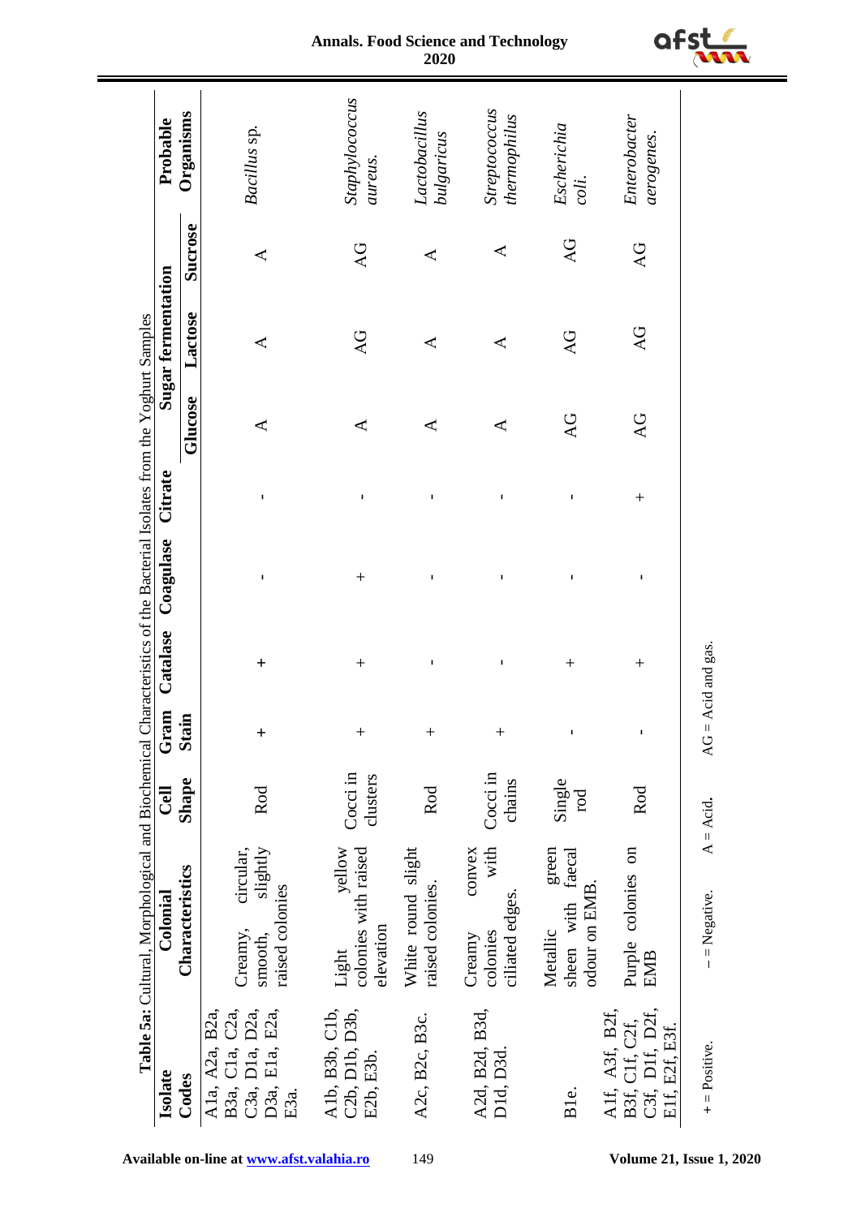**Table 5a:** Cultural, Morphological and Biochemical Characteristics of the Bacterial Isolates from the Yoghurt Samples

| Isolate Codes | Colonial Characteristics | Cell Shape | Gram Stain | Catalase | Coagulase | Citrate | Sugar fermentation | | | Probable Organisms |
|---|---|---|---|---|---|---|---|---|---|---|
| | | | | | | | Glucose | Lactose | Sucrose | |
| A1a, A2a, B2a, B3a, C1a, C2a, C3a, D1a, D2a, D3a, E1a, E2a, E3a. | Creamy, circular, smooth, slightly raised colonies | Rod | + | + | - | - | A | A | A | *Bacillus* sp. |
| A1b, B3b, C1b, C2b, D1b, D3b, E2b, E3b. | Light yellow colonies with raised elevation | Cocci in clusters | + | + | + | - | A | AG | AG | *Staphylococcus aureus.* |
| A2c, B2c, B3c. | White round slight raised colonies. | Rod | + | - | - | - | A | A | A | *Lactobacillus bulgaricus* |
| A2d, B2d, B3d, D1d, D3d. | Creamy convex colonies with ciliated edges. | Cocci in chains | + | - | - | - | A | A | A | *Streptococcus thermophilus* |
| B1e. | Metallic green sheen with faecal odour on EMB. | Single rod | - | + | - | - | AG | AG | AG | *Escherichia coli.* |
| A1f, A3f, B2f, B3f, C1f, C2f, C3f, D1f, D2f, E1f, E2f, E3f. | Purple colonies on EMB | Rod | - | + | - | + | AG | AG | AG | *Enterobacter aerogenes.* |

+ = Positive. – = Negative. A = Acid. AG = Acid and gas.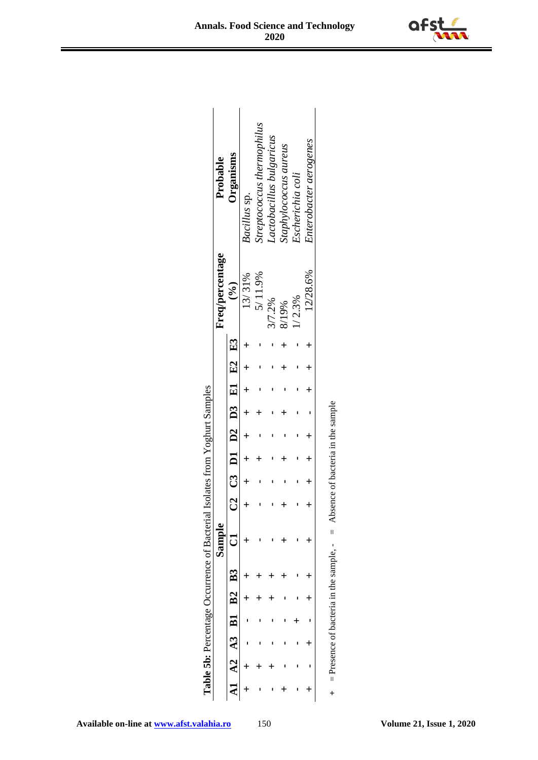**Table 5b**: Percentage Occurrence of Bacterial Isolates from Yoghurt Samples

| Sample | | | | | | | | | | | | | | | Freq/percentage (%) | Probable Organisms |
|---|---|---|---|---|---|---|---|---|---|---|---|---|---|---|---|---|
| A1 | A2 | A3 | B1 | B2 | B3 | C1 | C2 | C3 | D1 | D2 | D3 | E1 | E2 | E3 | | |
| + | + | - | - | + | + | + | + | + | + | + | + | + | + | + | 13/ 31% | *Bacillus* sp. |
| - | + | - | - | + | + | - | - | - | + | - | + | - | - | - | 5/ 11.9% | *Streptococcus thermophilus* |
| - | + | - | - | + | + | - | - | - | - | - | - | - | - | - | 3/7.2% | *Lactobacillus bulgaricus* |
| + | - | - | - | - | + | + | + | - | + | - | + | - | + | + | 8/19% | *Staphylococcus aureus* |
| - | - | - | + | - | - | - | - | - | - | - | - | - | - | - | 1/ 2.3% | *Escherichia coli* |
| + | - | + | - | + | + | + | + | + | + | + | - | + | + | + | 12/28.6% | *Enterobacter aerogenes* |

\+ = Presence of bacteria in the sample, - = Absence of bacteria in the sample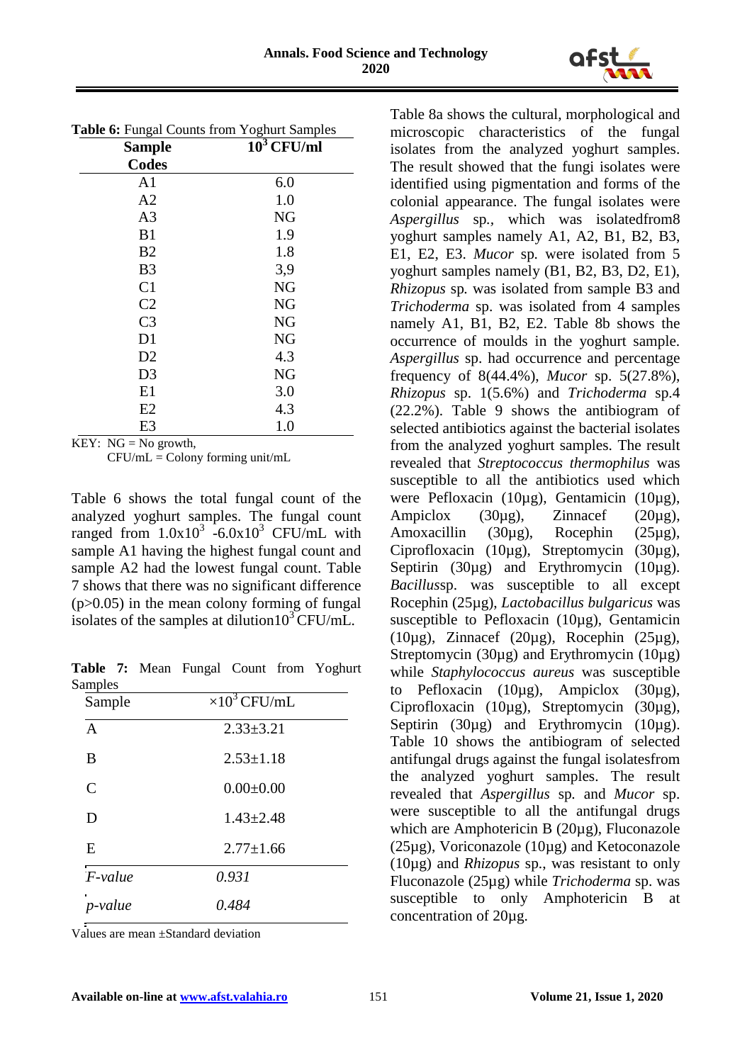**Table 6:** Fungal Counts from Yoghurt Samples

| Sample Codes | $10^3$ CFU/ml |
|---|---|
| A1 | 6.0 |
| A2 | 1.0 |
| A3 | NG |
| B1 | 1.9 |
| B2 | 1.8 |
| B3 | 3,9 |
| C1 | NG |
| C2 | NG |
| C3 | NG |
| D1 | NG |
| D2 | 4.3 |
| D3 | NG |
| E1 | 3.0 |
| E2 | 4.3 |
| E3 | 1.0 |

KEY: NG = No growth,
CFU/mL = Colony forming unit/mL

Table 6 shows the total fungal count of the analyzed yoghurt samples. The fungal count ranged from $1.0x10^3$ -$6.0x10^3$ CFU/mL with sample A1 having the highest fungal count and sample A2 had the lowest fungal count. Table 7 shows that there was no significant difference ($p>0.05$) in the mean colony forming of fungal isolates of the samples at dilution$10^3$ CFU/mL.

**Table 7:** Mean Fungal Count from Yoghurt Samples

| Sample | $\times 10^3$ CFU/mL |
|---|---|
| A | 2.33±3.21 |
| B | 2.53±1.18 |
| C | 0.00±0.00 |
| D | 1.43±2.48 |
| E | 2.77±1.66 |
| *F-value* | *0.931* |
| *p-value* | *0.484* |

Values are mean ±Standard deviation

Table 8a shows the cultural, morphological and microscopic characteristics of the fungal isolates from the analyzed yoghurt samples. The result showed that the fungi isolates were identified using pigmentation and forms of the colonial appearance. The fungal isolates were *Aspergillus* sp*.,* which was isolatedfrom8 yoghurt samples namely A1, A2, B1, B2, B3, E1, E2, E3. *Mucor* sp*.* were isolated from 5 yoghurt samples namely (B1, B2, B3, D2, E1), *Rhizopus* sp*.* was isolated from sample B3 and *Trichoderma* sp. was isolated from 4 samples namely A1, B1, B2, E2. Table 8b shows the occurrence of moulds in the yoghurt sample. *Aspergillus* sp. had occurrence and percentage frequency of 8(44.4%), *Mucor* sp. 5(27.8%), *Rhizopus* sp. 1(5.6%) and *Trichoderma* sp.4 (22.2%). Table 9 shows the antibiogram of selected antibiotics against the bacterial isolates from the analyzed yoghurt samples. The result revealed that *Streptococcus thermophilus* was susceptible to all the antibiotics used which were Pefloxacin (10µg), Gentamicin (10µg), Ampiclox (30µg), Zinnacef (20µg), Amoxacillin (30µg), Rocephin (25µg), Ciprofloxacin (10µg), Streptomycin (30µg), Septirin (30µg) and Erythromycin (10µg). *Bacillus*sp. was susceptible to all except Rocephin (25µg), *Lactobacillus bulgaricus* was susceptible to Pefloxacin (10µg), Gentamicin (10µg), Zinnacef (20µg), Rocephin (25µg), Streptomycin (30µg) and Erythromycin (10µg) while *Staphylococcus aureus* was susceptible to Pefloxacin (10µg), Ampiclox (30µg), Ciprofloxacin (10µg), Streptomycin (30µg), Septirin (30µg) and Erythromycin (10µg). Table 10 shows the antibiogram of selected antifungal drugs against the fungal isolatesfrom the analyzed yoghurt samples. The result revealed that *Aspergillus* sp*.* and *Mucor* sp. were susceptible to all the antifungal drugs which are Amphotericin B (20µg), Fluconazole (25µg), Voriconazole (10µg) and Ketoconazole (10µg) and *Rhizopus* sp., was resistant to only Fluconazole (25µg) while *Trichoderma* sp. was susceptible to only Amphotericin B at concentration of 20µg.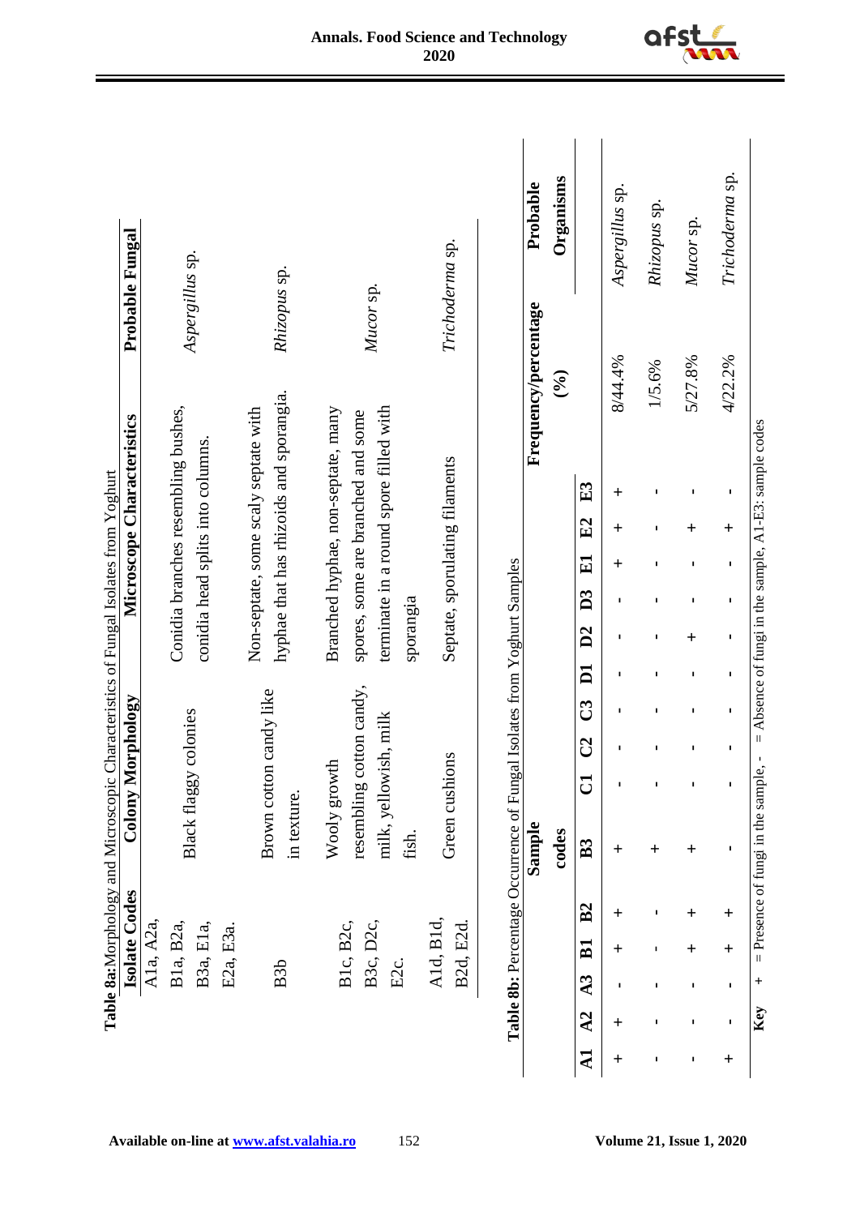**Table 8a:** Morphology and Microscopic Characteristics of Fungal Isolates from Yoghurt

| Isolate Codes | Colony Morphology | Microscope Characteristics | Probable Fungal |
|---|---|---|---|
| A1a, A2a, B1a, B2a, B3a, E1a, E2a, E3a. | Black flaggy colonies | Conidia branches resembling bushes, conidia head splits into columns. | *Aspergillus* sp. |
| B3b | Brown cotton candy like in texture. | Non-septate, some scaly septate with hyphae that has rhizoids and sporangia. | *Rhizopus* sp. |
| B1c, B2c, B3c, D2c, E2c. | Wooly growth resembling cotton candy, milk, yellowish, milk fish. | Branched hyphae, non-septate, many spores, some are branched and some terminate in a round spore filled with sporangia | *Mucor* sp. |
| A1d, B1d, B2d, E2d. | Green cushions | Septate, sporulating filaments | *Trichoderma* sp. |

**Table 8b:** Percentage Occurrence of Fungal Isolates from Yoghurt Samples

| Sample codes | | | | | | | | | | | | | | | Frequency/percentage (%) | Probable Organisms |
|---|---|---|---|---|---|---|---|---|---|---|---|---|---|---|---|---|
| A1 | A2 | A3 | B1 | B2 | B3 | C1 | C2 | C3 | D1 | D2 | D3 | E1 | E2 | E3 | | |
| + | + | - | + | + | + | - | - | - | - | - | - | + | + | + | 8/44.4% | *Aspergillus* sp. |
| - | - | - | - | - | + | - | - | - | - | - | - | - | - | - | 1/5.6% | *Rhizopus* sp. |
| - | - | - | + | + | + | - | - | - | - | + | - | - | + | - | 5/27.8% | *Mucor* sp. |
| + | - | - | + | + | - | - | - | - | - | - | - | - | + | - | 4/22.2% | *Trichoderma* sp. |

Key + = Presence of fungi in the sample, - = Absence of fungi in the sample, A1-E3: sample codes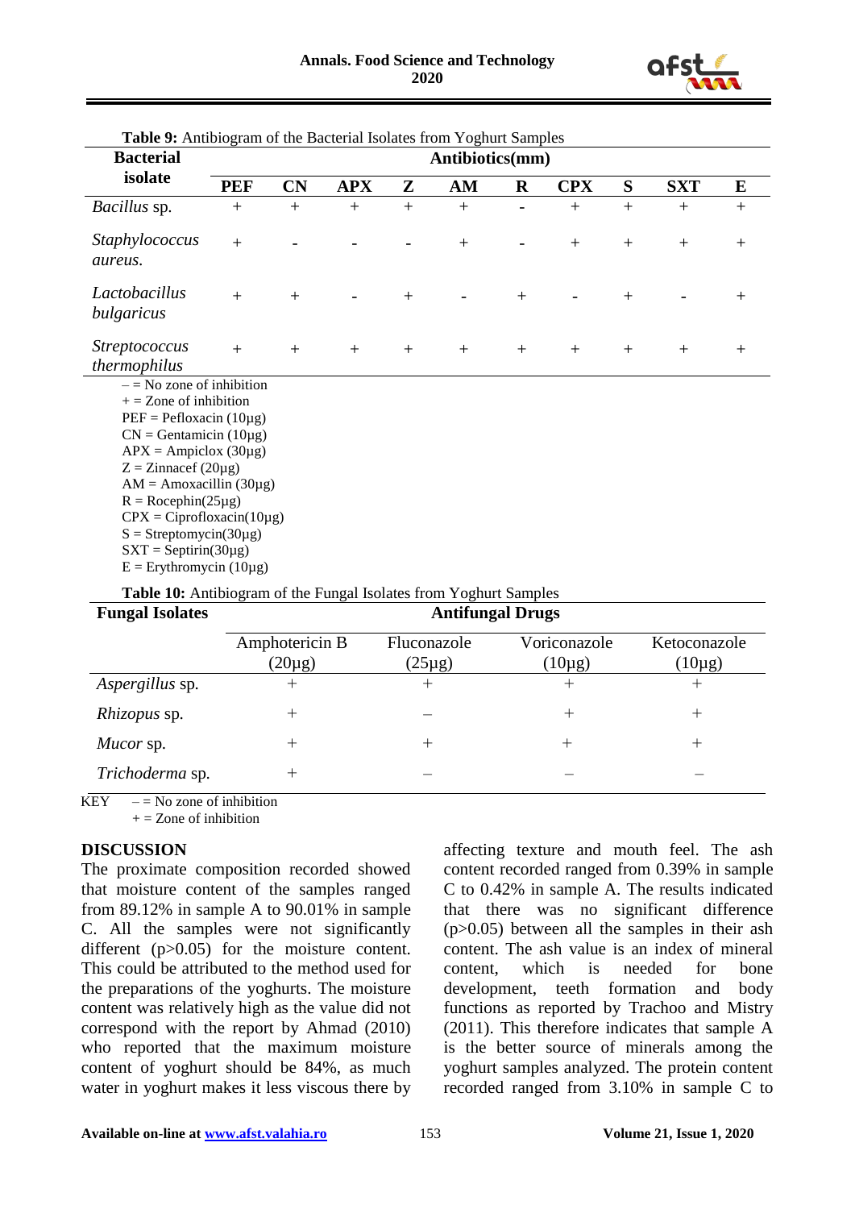**Table 9:** Antibiogram of the Bacterial Isolates from Yoghurt Samples

| Bacterial isolate | Antibiotics(mm) | | | | | | | | | |
|---|---|---|---|---|---|---|---|---|---|---|
| | **PEF** | **CN** | **APX** | **Z** | **AM** | **R** | **CPX** | **S** | **SXT** | **E** |
| *Bacillus* sp. | + | + | + | + | + | - | + | + | + | + |
| *Staphylococcus aureus.* | + | - | - | - | + | - | + | + | + | + |
| *Lactobacillus bulgaricus* | + | + | - | + | - | + | - | + | - | + |
| *Streptococcus thermophilus* | + | + | + | + | + | + | + | + | + | + |

– = No zone of inhibition
+ = Zone of inhibition
PEF = Pefloxacin (10µg)
CN = Gentamicin (10µg)
APX = Ampiclox (30µg)
Z = Zinnacef (20µg)
AM = Amoxacillin (30µg)
R = Rocephin(25µg)
CPX = Ciprofloxacin(10µg)
S = Streptomycin(30µg)
SXT = Septirin(30µg)
E = Erythromycin (10µg)

**Table 10:** Antibiogram of the Fungal Isolates from Yoghurt Samples

| Fungal Isolates | Antifungal Drugs | | | |
|---|---|---|---|---|
| | Amphotericin B (20µg) | Fluconazole (25µg) | Voriconazole (10µg) | Ketoconazole (10µg) |
| *Aspergillus* sp. | + | + | + | + |
| *Rhizopus* sp. | + | – | + | + |
| *Mucor* sp. | + | + | + | + |
| *Trichoderma* sp. | + | – | – | – |

KEY – = No zone of inhibition
+ = Zone of inhibition

## DISCUSSION

The proximate composition recorded showed that moisture content of the samples ranged from 89.12% in sample A to 90.01% in sample C. All the samples were not significantly different ($p>0.05$) for the moisture content. This could be attributed to the method used for the preparations of the yoghurts. The moisture content was relatively high as the value did not correspond with the report by Ahmad (2010) who reported that the maximum moisture content of yoghurt should be 84%, as much water in yoghurt makes it less viscous there by affecting texture and mouth feel. The ash content recorded ranged from 0.39% in sample C to 0.42% in sample A. The results indicated that there was no significant difference ($p>0.05$) between all the samples in their ash content. The ash value is an index of mineral content, which is needed for bone development, teeth formation and body functions as reported by Trachoo and Mistry (2011). This therefore indicates that sample A is the better source of minerals among the yoghurt samples analyzed. The protein content recorded ranged from 3.10% in sample C to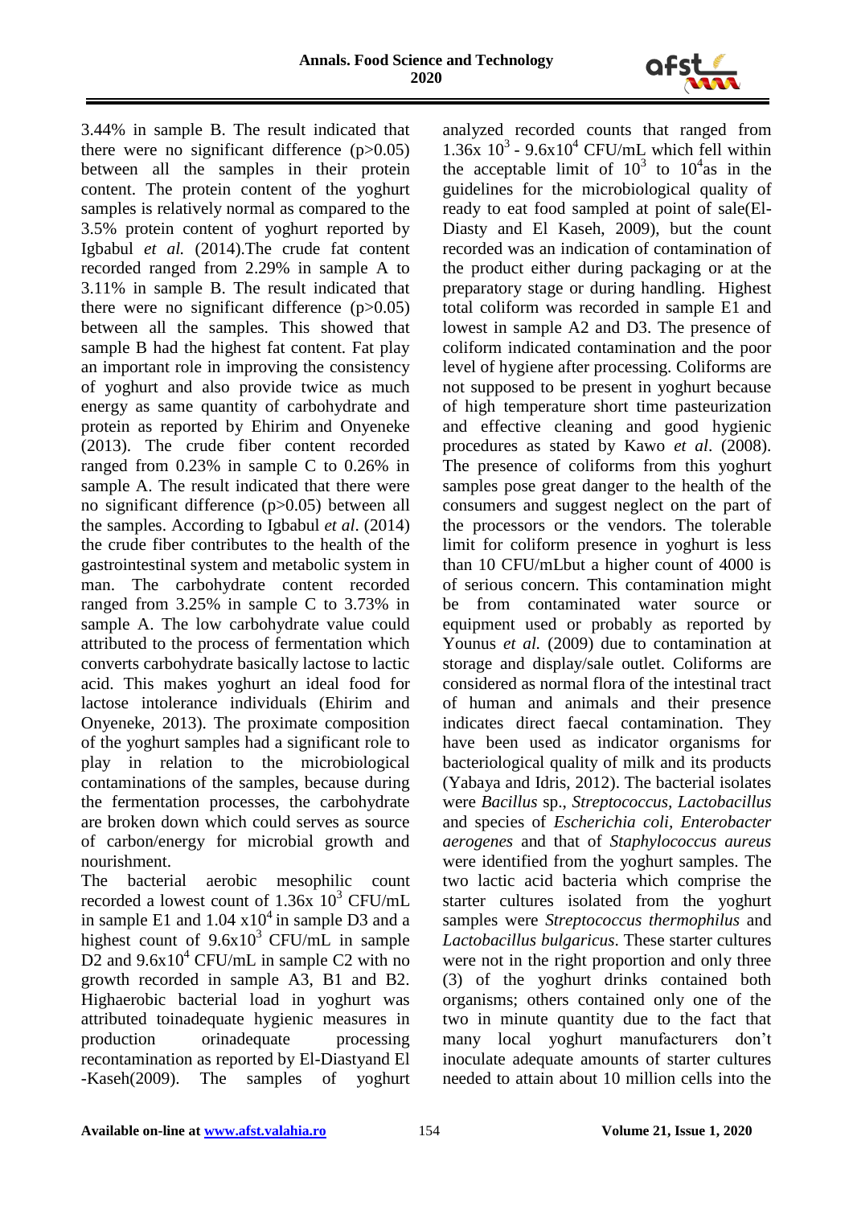3.44% in sample B. The result indicated that there were no significant difference ($p>0.05$) between all the samples in their protein content. The protein content of the yoghurt samples is relatively normal as compared to the 3.5% protein content of yoghurt reported by Igbabul *et al.* (2014).The crude fat content recorded ranged from 2.29% in sample A to 3.11% in sample B. The result indicated that there were no significant difference ($p>0.05$) between all the samples. This showed that sample B had the highest fat content. Fat play an important role in improving the consistency of yoghurt and also provide twice as much energy as same quantity of carbohydrate and protein as reported by Ehirim and Onyeneke (2013). The crude fiber content recorded ranged from 0.23% in sample C to 0.26% in sample A. The result indicated that there were no significant difference ($p>0.05$) between all the samples. According to Igbabul *et al*. (2014) the crude fiber contributes to the health of the gastrointestinal system and metabolic system in man. The carbohydrate content recorded ranged from 3.25% in sample C to 3.73% in sample A. The low carbohydrate value could attributed to the process of fermentation which converts carbohydrate basically lactose to lactic acid. This makes yoghurt an ideal food for lactose intolerance individuals (Ehirim and Onyeneke, 2013). The proximate composition of the yoghurt samples had a significant role to play in relation to the microbiological contaminations of the samples, because during the fermentation processes, the carbohydrate are broken down which could serves as source of carbon/energy for microbial growth and nourishment.

The bacterial aerobic mesophilic count recorded a lowest count of $1.36x\ 10^3$ CFU/mL in sample E1 and $1.04\ x10^4$ in sample D3 and a highest count of $9.6x10^3$ CFU/mL in sample D2 and $9.6x10^4$ CFU/mL in sample C2 with no growth recorded in sample A3, B1 and B2. Highaerobic bacterial load in yoghurt was attributed toinadequate hygienic measures in production orinadequate processing recontamination as reported by El-Diastyand El -Kaseh(2009). The samples of yoghurt analyzed recorded counts that ranged from $1.36x\ 10^3$ - $9.6x10^4$ CFU/mL which fell within the acceptable limit of $10^3$ to $10^4$as in the guidelines for the microbiological quality of ready to eat food sampled at point of sale(El-Diasty and El Kaseh, 2009), but the count recorded was an indication of contamination of the product either during packaging or at the preparatory stage or during handling. Highest total coliform was recorded in sample E1 and lowest in sample A2 and D3. The presence of coliform indicated contamination and the poor level of hygiene after processing. Coliforms are not supposed to be present in yoghurt because of high temperature short time pasteurization and effective cleaning and good hygienic procedures as stated by Kawo *et al*. (2008). The presence of coliforms from this yoghurt samples pose great danger to the health of the consumers and suggest neglect on the part of the processors or the vendors. The tolerable limit for coliform presence in yoghurt is less than 10 CFU/mLbut a higher count of 4000 is of serious concern. This contamination might be from contaminated water source or equipment used or probably as reported by Younus *et al.* (2009) due to contamination at storage and display/sale outlet. Coliforms are considered as normal flora of the intestinal tract of human and animals and their presence indicates direct faecal contamination. They have been used as indicator organisms for bacteriological quality of milk and its products (Yabaya and Idris, 2012). The bacterial isolates were *Bacillus* sp., *Streptococcus*, *Lactobacillus* and species of *Escherichia coli*, *Enterobacter aerogenes* and that of *Staphylococcus aureus* were identified from the yoghurt samples. The two lactic acid bacteria which comprise the starter cultures isolated from the yoghurt samples were *Streptococcus thermophilus* and *Lactobacillus bulgaricus*. These starter cultures were not in the right proportion and only three (3) of the yoghurt drinks contained both organisms; others contained only one of the two in minute quantity due to the fact that many local yoghurt manufacturers don't inoculate adequate amounts of starter cultures needed to attain about 10 million cells into the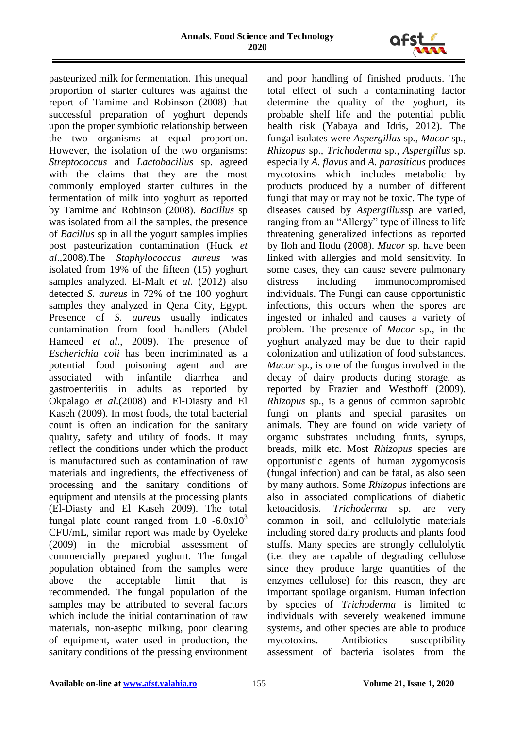pasteurized milk for fermentation. This unequal proportion of starter cultures was against the report of Tamime and Robinson (2008) that successful preparation of yoghurt depends upon the proper symbiotic relationship between the two organisms at equal proportion. However, the isolation of the two organisms: *Streptococcus* and *Lactobacillus* sp. agreed with the claims that they are the most commonly employed starter cultures in the fermentation of milk into yoghurt as reported by Tamime and Robinson (2008). *Bacillus* sp was isolated from all the samples, the presence of *Bacillus* sp in all the yogurt samples implies post pasteurization contamination (Huck *et al*.,2008).The *Staphylococcus aureus* was isolated from 19% of the fifteen (15) yoghurt samples analyzed. El-Malt *et al.* (2012) also detected *S. aureus* in 72% of the 100 yoghurt samples they analyzed in Qena City, Egypt. Presence of *S. aureus* usually indicates contamination from food handlers (Abdel Hameed *et al*., 2009). The presence of *Escherichia coli* has been incriminated as a potential food poisoning agent and are associated with infantile diarrhea and gastroenteritis in adults as reported by Okpalago *et al*.(2008) and El-Diasty and El Kaseh (2009). In most foods, the total bacterial count is often an indication for the sanitary quality, safety and utility of foods. It may reflect the conditions under which the product is manufactured such as contamination of raw materials and ingredients, the effectiveness of processing and the sanitary conditions of equipment and utensils at the processing plants (El-Diasty and El Kaseh 2009). The total fungal plate count ranged from 1.0 -$6.0 \times 10^3$ CFU/mL, similar report was made by Oyeleke (2009) in the microbial assessment of commercially prepared yoghurt. The fungal population obtained from the samples were above the acceptable limit that is recommended. The fungal population of the samples may be attributed to several factors which include the initial contamination of raw materials, non-aseptic milking, poor cleaning of equipment, water used in production, the sanitary conditions of the pressing environment and poor handling of finished products. The total effect of such a contaminating factor determine the quality of the yoghurt, its probable shelf life and the potential public health risk (Yabaya and Idris, 2012). The fungal isolates were *Aspergillus* sp*.*, *Mucor* sp*.*, *Rhizopus* sp., *Trichoderma* sp., *Aspergillus* sp*.* especially *A. flavus* and *A. parasiticus* produces mycotoxins which includes metabolic by products produced by a number of different fungi that may or may not be toxic. The type of diseases caused by *Aspergillus*sp are varied, ranging from an "Allergy" type of illness to life threatening generalized infections as reported by Iloh and Ilodu (2008). *Mucor* sp*.* have been linked with allergies and mold sensitivity. In some cases, they can cause severe pulmonary distress including immunocompromised individuals. The Fungi can cause opportunistic infections, this occurs when the spores are ingested or inhaled and causes a variety of problem. The presence of *Mucor* sp*.,* in the yoghurt analyzed may be due to their rapid colonization and utilization of food substances. *Mucor* sp*.,* is one of the fungus involved in the decay of dairy products during storage, as reported by Frazier and Westhoff (2009). *Rhizopus* sp*.,* is a genus of common saprobic fungi on plants and special parasites on animals. They are found on wide variety of organic substrates including fruits, syrups, breads, milk etc. Most *Rhizopus* species are opportunistic agents of human zygomycosis (fungal infection) and can be fatal, as also seen by many authors. Some *Rhizopus* infections are also in associated complications of diabetic ketoacidosis. *Trichoderma* sp. are very common in soil, and cellulolytic materials including stored dairy products and plants food stuffs. Many species are strongly cellulolytic (i.e. they are capable of degrading cellulose since they produce large quantities of the enzymes cellulose) for this reason, they are important spoilage organism. Human infection by species of *Trichoderma* is limited to individuals with severely weakened immune systems, and other species are able to produce mycotoxins. Antibiotics susceptibility assessment of bacteria isolates from the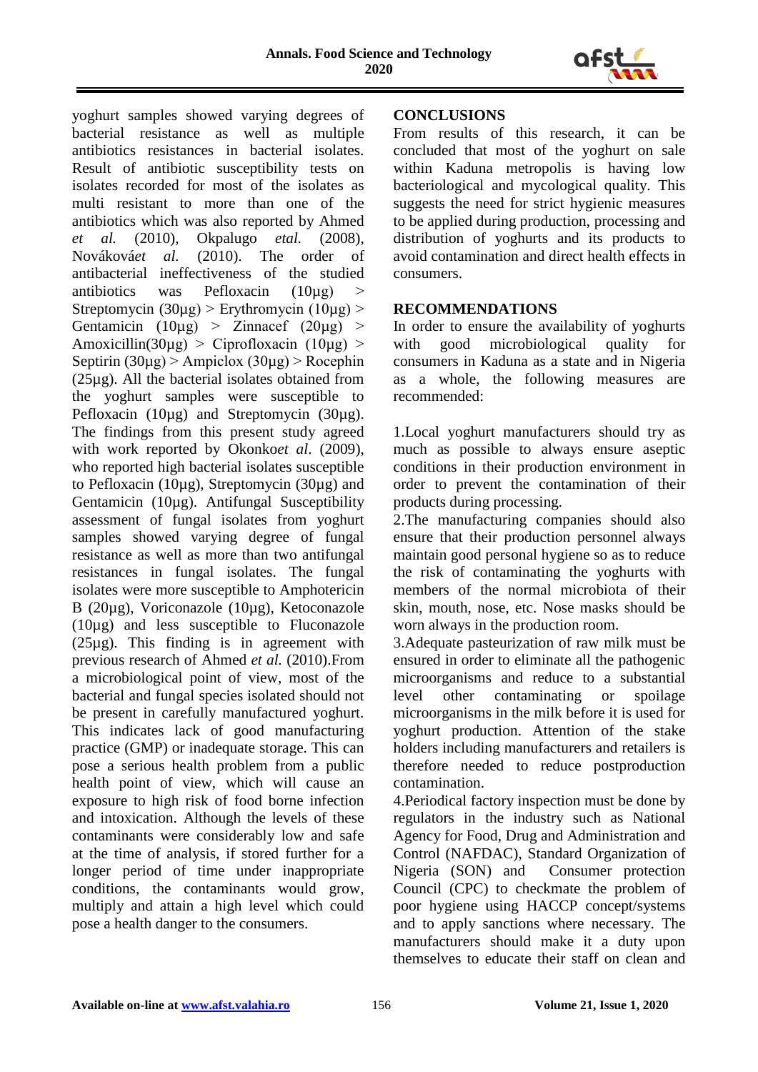yoghurt samples showed varying degrees of bacterial resistance as well as multiple antibiotics resistances in bacterial isolates. Result of antibiotic susceptibility tests on isolates recorded for most of the isolates as multi resistant to more than one of the antibiotics which was also reported by Ahmed *et al.* (2010), Okpalugo *etal.* (2008), Nováková*et al.* (2010). The order of antibacterial ineffectiveness of the studied antibiotics was Pefloxacin (10µg) > Streptomycin (30µg) > Erythromycin (10µg) > Gentamicin (10µg) > Zinnacef (20µg) > Amoxicillin(30µg) > Ciprofloxacin (10µg) > Septirin (30µg) > Ampiclox (30µg) > Rocephin (25µg). All the bacterial isolates obtained from the yoghurt samples were susceptible to Pefloxacin (10µg) and Streptomycin (30µg). The findings from this present study agreed with work reported by Okonko*et al*. (2009), who reported high bacterial isolates susceptible to Pefloxacin (10µg), Streptomycin (30µg) and Gentamicin (10µg). Antifungal Susceptibility assessment of fungal isolates from yoghurt samples showed varying degree of fungal resistance as well as more than two antifungal resistances in fungal isolates. The fungal isolates were more susceptible to Amphotericin B (20µg), Voriconazole (10µg), Ketoconazole (10µg) and less susceptible to Fluconazole (25µg). This finding is in agreement with previous research of Ahmed *et al.* (2010).From a microbiological point of view, most of the bacterial and fungal species isolated should not be present in carefully manufactured yoghurt. This indicates lack of good manufacturing practice (GMP) or inadequate storage. This can pose a serious health problem from a public health point of view, which will cause an exposure to high risk of food borne infection and intoxication. Although the levels of these contaminants were considerably low and safe at the time of analysis, if stored further for a longer period of time under inappropriate conditions, the contaminants would grow, multiply and attain a high level which could pose a health danger to the consumers.

## CONCLUSIONS

From results of this research, it can be concluded that most of the yoghurt on sale within Kaduna metropolis is having low bacteriological and mycological quality. This suggests the need for strict hygienic measures to be applied during production, processing and distribution of yoghurts and its products to avoid contamination and direct health effects in consumers.

## RECOMMENDATIONS

In order to ensure the availability of yoghurts with good microbiological quality for consumers in Kaduna as a state and in Nigeria as a whole, the following measures are recommended:

1.Local yoghurt manufacturers should try as much as possible to always ensure aseptic conditions in their production environment in order to prevent the contamination of their products during processing.

2.The manufacturing companies should also ensure that their production personnel always maintain good personal hygiene so as to reduce the risk of contaminating the yoghurts with members of the normal microbiota of their skin, mouth, nose, etc. Nose masks should be worn always in the production room.

3.Adequate pasteurization of raw milk must be ensured in order to eliminate all the pathogenic microorganisms and reduce to a substantial level other contaminating or spoilage microorganisms in the milk before it is used for yoghurt production. Attention of the stake holders including manufacturers and retailers is therefore needed to reduce postproduction contamination.

4.Periodical factory inspection must be done by regulators in the industry such as National Agency for Food, Drug and Administration and Control (NAFDAC), Standard Organization of Nigeria (SON) and Consumer protection Council (CPC) to checkmate the problem of poor hygiene using HACCP concept/systems and to apply sanctions where necessary. The manufacturers should make it a duty upon themselves to educate their staff on clean and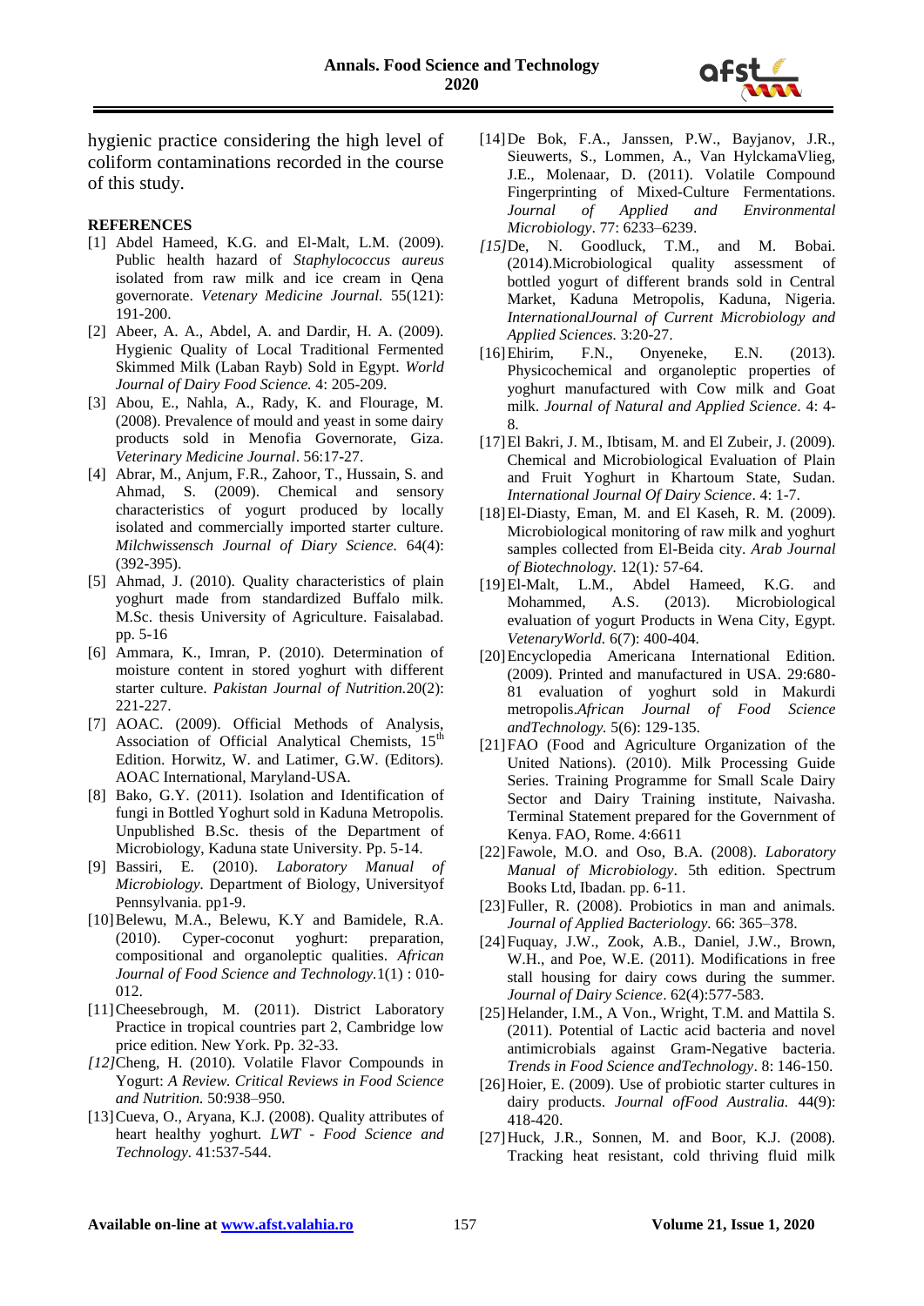hygienic practice considering the high level of coliform contaminations recorded in the course of this study.

**REFERENCES**

[1] Abdel Hameed, K.G. and El-Malt, L.M. (2009). Public health hazard of *Staphylococcus aureus* isolated from raw milk and ice cream in Qena governorate. *Vetenary Medicine Journal.* 55(121): 191-200.

[2] Abeer, A. A., Abdel, A. and Dardir, H. A. (2009). Hygienic Quality of Local Traditional Fermented Skimmed Milk (Laban Rayb) Sold in Egypt. *World Journal of Dairy Food Science.* 4: 205-209.

[3] Abou, E., Nahla, A., Rady, K. and Flourage, M. (2008). Prevalence of mould and yeast in some dairy products sold in Menofia Governorate, Giza. *Veterinary Medicine Journal*. 56:17-27.

[4] Abrar, M., Anjum, F.R., Zahoor, T., Hussain, S. and Ahmad, S. (2009). Chemical and sensory characteristics of yogurt produced by locally isolated and commercially imported starter culture. *Milchwissensch Journal of Diary Science.* 64(4): (392-395).

[5] Ahmad, J. (2010). Quality characteristics of plain yoghurt made from standardized Buffalo milk. M.Sc. thesis University of Agriculture. Faisalabad. pp. 5-16

[6] Ammara, K., Imran, P. (2010). Determination of moisture content in stored yoghurt with different starter culture. *Pakistan Journal of Nutrition.*20(2): 221-227.

[7] AOAC. (2009). Official Methods of Analysis, Association of Official Analytical Chemists, 15th Edition. Horwitz, W. and Latimer, G.W. (Editors). AOAC International, Maryland-USA.

[8] Bako, G.Y. (2011). Isolation and Identification of fungi in Bottled Yoghurt sold in Kaduna Metropolis. Unpublished B.Sc. thesis of the Department of Microbiology, Kaduna state University. Pp. 5-14.

[9] Bassiri, E. (2010). *Laboratory Manual of Microbiology.* Department of Biology, Universityof Pennsylvania. pp1-9.

[10] Belewu, M.A., Belewu, K.Y and Bamidele, R.A. (2010). Cyper-coconut yoghurt: preparation, compositional and organoleptic qualities. *African Journal of Food Science and Technology.*1(1) : 010-012.

[11] Cheesebrough, M. (2011). District Laboratory Practice in tropical countries part 2, Cambridge low price edition. New York. Pp. 32-33.

*[12]*Cheng, H. (2010). Volatile Flavor Compounds in Yogurt: *A Review. Critical Reviews in Food Science and Nutrition.* 50:938–950.

[13] Cueva, O., Aryana, K.J. (2008). Quality attributes of heart healthy yoghurt. *LWT - Food Science and Technology.* 41:537-544.

[14] De Bok, F.A., Janssen, P.W., Bayjanov, J.R., Sieuwerts, S., Lommen, A., Van HylckamaVlieg, J.E., Molenaar, D. (2011). Volatile Compound Fingerprinting of Mixed-Culture Fermentations. *Journal of Applied and Environmental Microbiology*. 77: 6233–6239.

*[15]*De, N. Goodluck, T.M., and M. Bobai. (2014).Microbiological quality assessment of bottled yogurt of different brands sold in Central Market, Kaduna Metropolis, Kaduna, Nigeria. *InternationalJournal of Current Microbiology and Applied Sciences.* 3:20-27.

[16] Ehirim, F.N., Onyeneke, E.N. (2013). Physicochemical and organoleptic properties of yoghurt manufactured with Cow milk and Goat milk. *Journal of Natural and Applied Science*. 4: 4-8.

[17] El Bakri, J. M., Ibtisam, M. and El Zubeir, J. (2009). Chemical and Microbiological Evaluation of Plain and Fruit Yoghurt in Khartoum State, Sudan. *International Journal Of Dairy Science*. 4: 1-7.

[18] El-Diasty, Eman, M. and El Kaseh, R. M. (2009). Microbiological monitoring of raw milk and yoghurt samples collected from El-Beida city. *Arab Journal of Biotechnology.* 12(1)*:* 57-64.

[19] El-Malt, L.M., Abdel Hameed, K.G. and Mohammed, A.S. (2013). Microbiological evaluation of yogurt Products in Wena City, Egypt. *VetenaryWorld.* 6(7): 400-404.

[20] Encyclopedia Americana International Edition. (2009). Printed and manufactured in USA. 29:680-81 evaluation of yoghurt sold in Makurdi metropolis.*African Journal of Food Science andTechnology.* 5(6): 129-135.

[21] FAO (Food and Agriculture Organization of the United Nations). (2010). Milk Processing Guide Series. Training Programme for Small Scale Dairy Sector and Dairy Training institute, Naivasha. Terminal Statement prepared for the Government of Kenya. FAO, Rome. 4:6611

[22] Fawole, M.O. and Oso, B.A. (2008). *Laboratory Manual of Microbiology*. 5th edition. Spectrum Books Ltd, Ibadan. pp. 6-11.

[23] Fuller, R. (2008). Probiotics in man and animals. *Journal of Applied Bacteriology.* 66: 365–378.

[24] Fuquay, J.W., Zook, A.B., Daniel, J.W., Brown, W.H., and Poe, W.E. (2011). Modifications in free stall housing for dairy cows during the summer. *Journal of Dairy Science*. 62(4):577-583.

[25] Helander, I.M., A Von., Wright, T.M. and Mattila S. (2011). Potential of Lactic acid bacteria and novel antimicrobials against Gram-Negative bacteria. *Trends in Food Science andTechnology*. 8: 146-150.

[26] Hoier, E. (2009). Use of probiotic starter cultures in dairy products. *Journal ofFood Australia.* 44(9): 418-420.

[27] Huck, J.R., Sonnen, M. and Boor, K.J. (2008). Tracking heat resistant, cold thriving fluid milk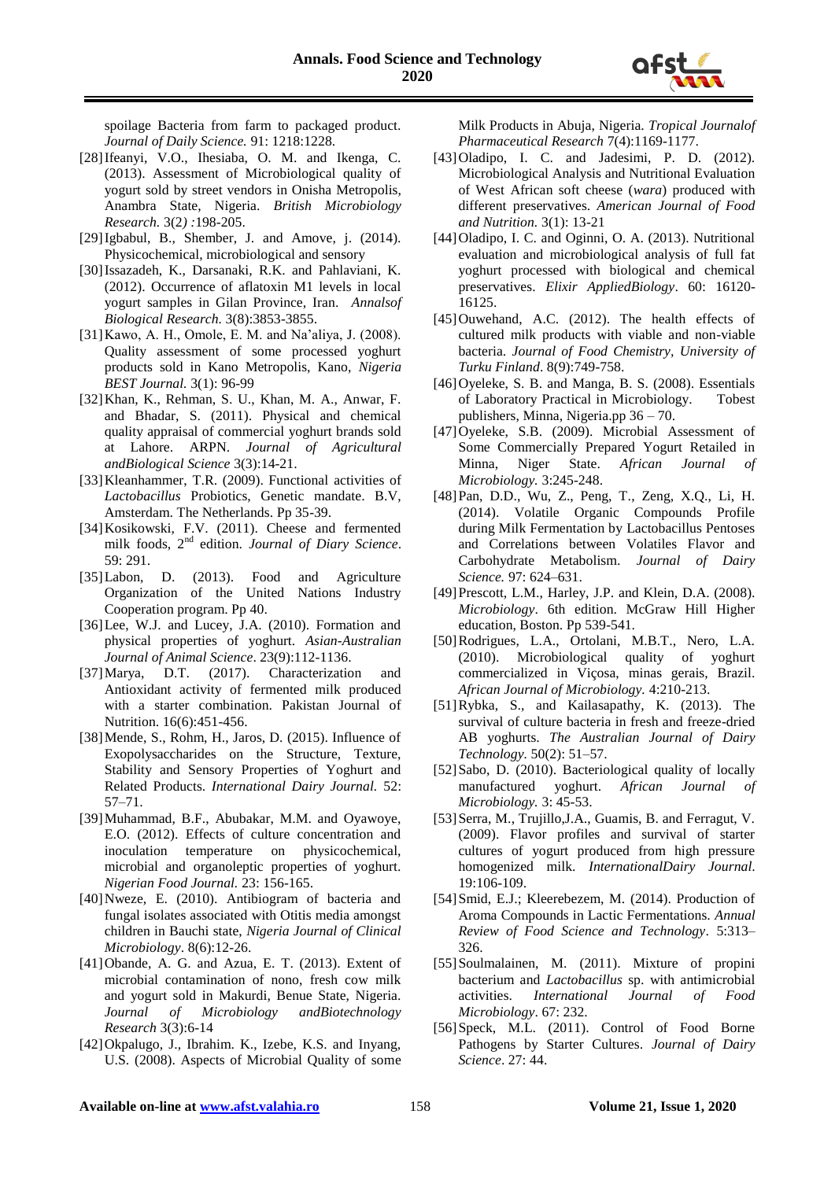spoilage Bacteria from farm to packaged product. *Journal of Daily Science.* 91: 1218:1228.

[28] Ifeanyi, V.O., Ihesiaba, O. M. and Ikenga, C. (2013). Assessment of Microbiological quality of yogurt sold by street vendors in Onisha Metropolis, Anambra State, Nigeria. *British Microbiology Research.* 3(2*)* :198-205.

[29] Igbabul, B., Shember, J. and Amove, j. (2014). Physicochemical, microbiological and sensory

[30] Issazadeh, K., Darsanaki, R.K. and Pahlaviani, K. (2012). Occurrence of aflatoxin M1 levels in local yogurt samples in Gilan Province, Iran. *Annalsof Biological Research.* 3(8):3853-3855.

[31] Kawo, A. H., Omole, E. M. and Na'aliya, J. (2008). Quality assessment of some processed yoghurt products sold in Kano Metropolis, Kano, *Nigeria BEST Journal.* 3(1): 96-99

[32] Khan, K., Rehman, S. U., Khan, M. A., Anwar, F. and Bhadar, S. (2011). Physical and chemical quality appraisal of commercial yoghurt brands sold at Lahore. ARPN. *Journal of Agricultural andBiological Science* 3(3):14-21.

[33] Kleanhammer, T.R. (2009). Functional activities of *Lactobacillus* Probiotics, Genetic mandate. B.V, Amsterdam. The Netherlands. Pp 35-39.

[34] Kosikowski, F.V. (2011). Cheese and fermented milk foods, 2nd edition. *Journal of Diary Science*. 59: 291.

[35] Labon, D. (2013). Food and Agriculture Organization of the United Nations Industry Cooperation program. Pp 40.

[36] Lee, W.J. and Lucey, J.A. (2010). Formation and physical properties of yoghurt. *Asian-Australian Journal of Animal Science*. 23(9):112-1136.

[37] Marya, D.T. (2017). Characterization and Antioxidant activity of fermented milk produced with a starter combination. Pakistan Journal of Nutrition. 16(6):451-456.

[38] Mende, S., Rohm, H., Jaros, D. (2015). Influence of Exopolysaccharides on the Structure, Texture, Stability and Sensory Properties of Yoghurt and Related Products. *International Dairy Journal.* 52: 57–71.

[39] Muhammad, B.F., Abubakar, M.M. and Oyawoye, E.O. (2012). Effects of culture concentration and inoculation temperature on physicochemical, microbial and organoleptic properties of yoghurt. *Nigerian Food Journal.* 23: 156-165.

[40] Nweze, E. (2010). Antibiogram of bacteria and fungal isolates associated with Otitis media amongst children in Bauchi state, *Nigeria Journal of Clinical Microbiology*. 8(6):12-26.

[41] Obande, A. G. and Azua, E. T. (2013). Extent of microbial contamination of nono, fresh cow milk and yogurt sold in Makurdi, Benue State, Nigeria. *Journal of Microbiology andBiotechnology Research* 3(3):6-14

[42] Okpalugo, J., Ibrahim. K., Izebe, K.S. and Inyang, U.S. (2008). Aspects of Microbial Quality of some Milk Products in Abuja, Nigeria. *Tropical Journalof Pharmaceutical Research* 7(4):1169-1177.

[43] Oladipo, I. C. and Jadesimi, P. D. (2012). Microbiological Analysis and Nutritional Evaluation of West African soft cheese (*wara*) produced with different preservatives. *American Journal of Food and Nutrition.* 3(1): 13-21

[44] Oladipo, I. C. and Oginni, O. A. (2013). Nutritional evaluation and microbiological analysis of full fat yoghurt processed with biological and chemical preservatives. *Elixir AppliedBiology*. 60: 16120-16125.

[45] Ouwehand, A.C. (2012). The health effects of cultured milk products with viable and non-viable bacteria. *Journal of Food Chemistry, University of Turku Finland*. 8(9):749-758.

[46] Oyeleke, S. B. and Manga, B. S. (2008). Essentials of Laboratory Practical in Microbiology. Tobest publishers, Minna, Nigeria.pp 36 – 70.

[47] Oyeleke, S.B. (2009). Microbial Assessment of Some Commercially Prepared Yogurt Retailed in Minna, Niger State. *African Journal of Microbiology.* 3:245-248.

[48] Pan, D.D., Wu, Z., Peng, T., Zeng, X.Q., Li, H. (2014). Volatile Organic Compounds Profile during Milk Fermentation by Lactobacillus Pentoses and Correlations between Volatiles Flavor and Carbohydrate Metabolism. *Journal of Dairy Science.* 97: 624–631.

[49] Prescott, L.M., Harley, J.P. and Klein, D.A. (2008). *Microbiology*. 6th edition. McGraw Hill Higher education, Boston. Pp 539-541.

[50] Rodrigues, L.A., Ortolani, M.B.T., Nero, L.A. (2010). Microbiological quality of yoghurt commercialized in Viçosa, minas gerais, Brazil. *African Journal of Microbiology.* 4:210-213.

[51] Rybka, S., and Kailasapathy, K. (2013). The survival of culture bacteria in fresh and freeze-dried AB yoghurts. *The Australian Journal of Dairy Technology.* 50(2): 51–57.

[52] Sabo, D. (2010). Bacteriological quality of locally manufactured yoghurt. *African Journal of Microbiology.* 3: 45-53.

[53] Serra, M., Trujillo,J.A., Guamis, B. and Ferragut, V. (2009). Flavor profiles and survival of starter cultures of yogurt produced from high pressure homogenized milk. *InternationalDairy Journal.* 19:106-109.

[54] Smid, E.J.; Kleerebezem, M. (2014). Production of Aroma Compounds in Lactic Fermentations. *Annual Review of Food Science and Technology*. 5:313–326.

[55] Soulmalainen, M. (2011). Mixture of propini bacterium and *Lactobacillus* sp. with antimicrobial activities. *International Journal of Food Microbiology*. 67: 232.

[56] Speck, M.L. (2011). Control of Food Borne Pathogens by Starter Cultures. *Journal of Dairy Science*. 27: 44.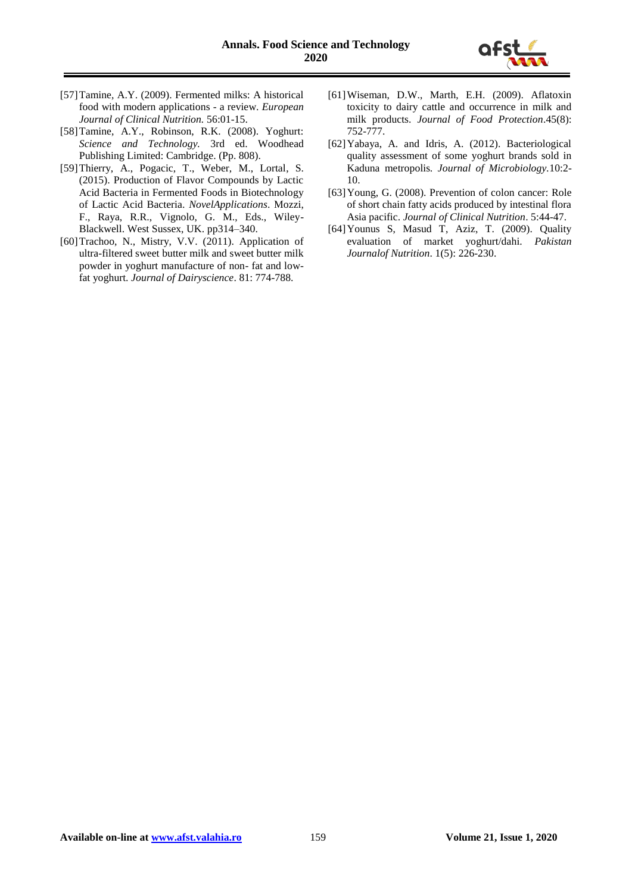[57] Tamine, A.Y. (2009). Fermented milks: A historical food with modern applications - a review. *European Journal of Clinical Nutrition.* 56:01-15.

[58] Tamine, A.Y., Robinson, R.K. (2008). Yoghurt: *Science and Technology.* 3rd ed. Woodhead Publishing Limited: Cambridge. (Pp. 808).

[59] Thierry, A., Pogacic, T., Weber, M., Lortal, S. (2015). Production of Flavor Compounds by Lactic Acid Bacteria in Fermented Foods in Biotechnology of Lactic Acid Bacteria. *NovelApplications*. Mozzi, F., Raya, R.R., Vignolo, G. M., Eds., Wiley-Blackwell. West Sussex, UK. pp314–340.

[60] Trachoo, N., Mistry, V.V. (2011). Application of ultra-filtered sweet butter milk and sweet butter milk powder in yoghurt manufacture of non- fat and low-fat yoghurt. *Journal of Dairyscience*. 81: 774-788.

[61] Wiseman, D.W., Marth, E.H. (2009). Aflatoxin toxicity to dairy cattle and occurrence in milk and milk products. *Journal of Food Protection*.45(8): 752-777.

[62] Yabaya, A. and Idris, A. (2012). Bacteriological quality assessment of some yoghurt brands sold in Kaduna metropolis*. Journal of Microbiology*.10:2-10.

[63] Young, G. (2008). Prevention of colon cancer: Role of short chain fatty acids produced by intestinal flora Asia pacific. *Journal of Clinical Nutrition*. 5:44-47.

[64] Younus S, Masud T, Aziz, T. (2009). Quality evaluation of market yoghurt/dahi*. Pakistan Journalof Nutrition*. 1(5): 226-230.